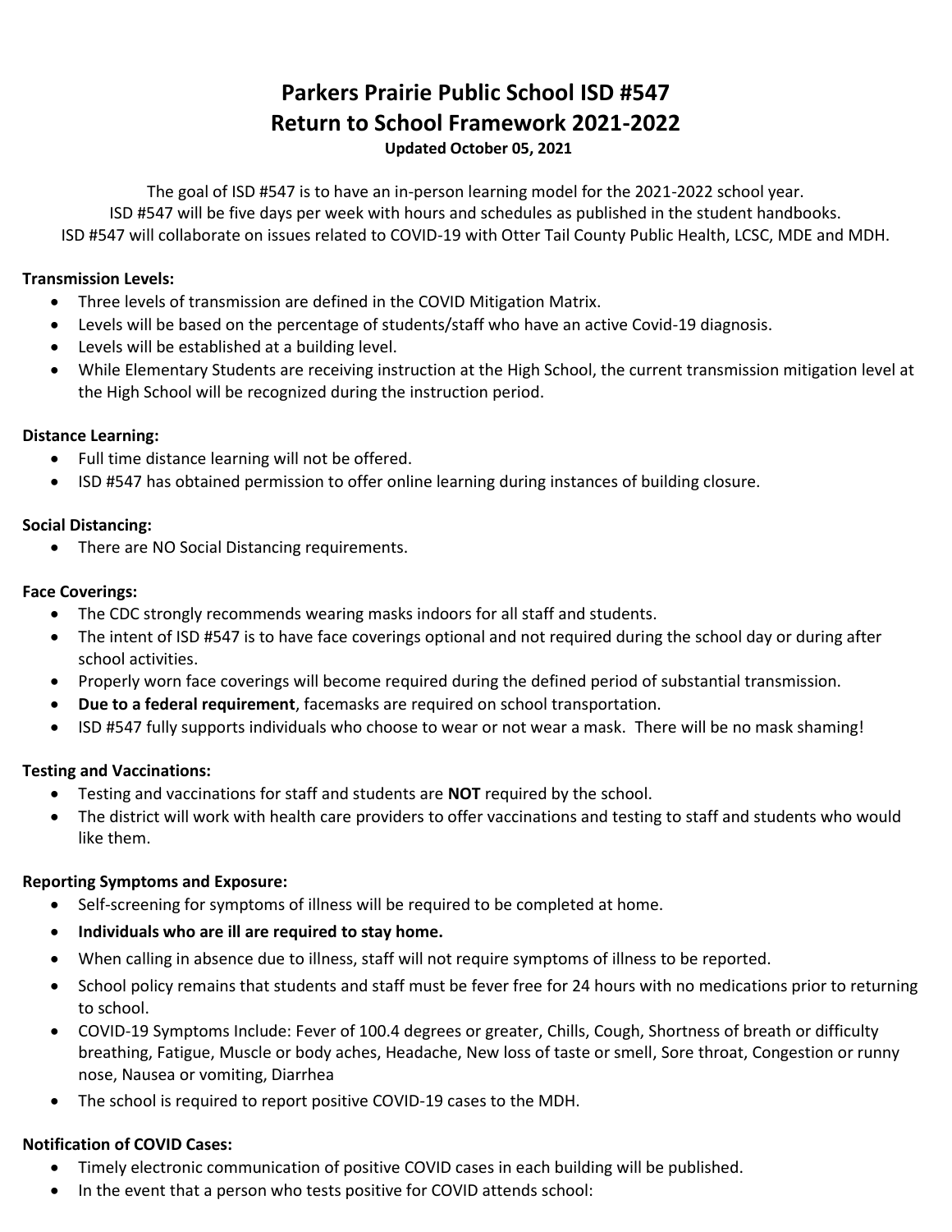# Parkers Prairie Public School ISD #547
# Return to School Framework 2021-2022

**Updated October 05, 2021**

The goal of ISD #547 is to have an in-person learning model for the 2021-2022 school year.
ISD #547 will be five days per week with hours and schedules as published in the student handbooks.
ISD #547 will collaborate on issues related to COVID-19 with Otter Tail County Public Health, LCSC, MDE and MDH.

**Transmission Levels:**

- Three levels of transmission are defined in the COVID Mitigation Matrix.
- Levels will be based on the percentage of students/staff who have an active Covid-19 diagnosis.
- Levels will be established at a building level.
- While Elementary Students are receiving instruction at the High School, the current transmission mitigation level at the High School will be recognized during the instruction period.

**Distance Learning:**

- Full time distance learning will not be offered.
- ISD #547 has obtained permission to offer online learning during instances of building closure.

**Social Distancing:**

- There are NO Social Distancing requirements.

**Face Coverings:**

- The CDC strongly recommends wearing masks indoors for all staff and students.
- The intent of ISD #547 is to have face coverings optional and not required during the school day or during after school activities.
- Properly worn face coverings will become required during the defined period of substantial transmission.
- **Due to a federal requirement**, facemasks are required on school transportation.
- ISD #547 fully supports individuals who choose to wear or not wear a mask. There will be no mask shaming!

**Testing and Vaccinations:**

- Testing and vaccinations for staff and students are **NOT** required by the school.
- The district will work with health care providers to offer vaccinations and testing to staff and students who would like them.

**Reporting Symptoms and Exposure:**

- Self-screening for symptoms of illness will be required to be completed at home.
- **Individuals who are ill are required to stay home.**
- When calling in absence due to illness, staff will not require symptoms of illness to be reported.
- School policy remains that students and staff must be fever free for 24 hours with no medications prior to returning to school.
- COVID-19 Symptoms Include: Fever of 100.4 degrees or greater, Chills, Cough, Shortness of breath or difficulty breathing, Fatigue, Muscle or body aches, Headache, New loss of taste or smell, Sore throat, Congestion or runny nose, Nausea or vomiting, Diarrhea
- The school is required to report positive COVID-19 cases to the MDH.

**Notification of COVID Cases:**

- Timely electronic communication of positive COVID cases in each building will be published.
- In the event that a person who tests positive for COVID attends school: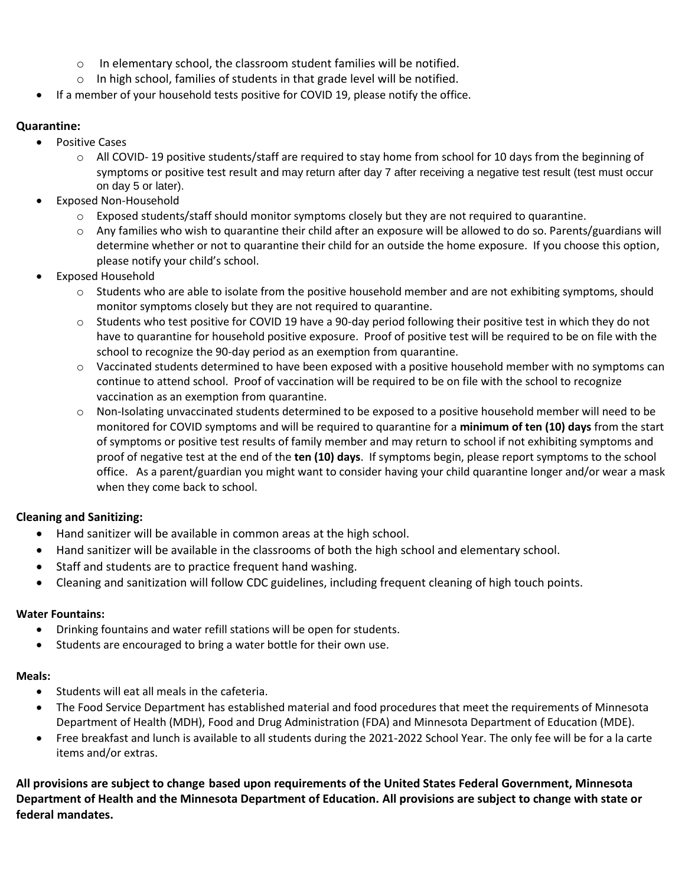- In elementary school, the classroom student families will be notified.
  - In high school, families of students in that grade level will be notified.
- If a member of your household tests positive for COVID 19, please notify the office.

**Quarantine:**

- Positive Cases
  - All COVID- 19 positive students/staff are required to stay home from school for 10 days from the beginning of symptoms or positive test result and may return after day 7 after receiving a negative test result (test must occur on day 5 or later).
- Exposed Non-Household
  - Exposed students/staff should monitor symptoms closely but they are not required to quarantine.
  - Any families who wish to quarantine their child after an exposure will be allowed to do so. Parents/guardians will determine whether or not to quarantine their child for an outside the home exposure. If you choose this option, please notify your child's school.
- Exposed Household
  - Students who are able to isolate from the positive household member and are not exhibiting symptoms, should monitor symptoms closely but they are not required to quarantine.
  - Students who test positive for COVID 19 have a 90-day period following their positive test in which they do not have to quarantine for household positive exposure. Proof of positive test will be required to be on file with the school to recognize the 90-day period as an exemption from quarantine.
  - Vaccinated students determined to have been exposed with a positive household member with no symptoms can continue to attend school. Proof of vaccination will be required to be on file with the school to recognize vaccination as an exemption from quarantine.
  - Non-Isolating unvaccinated students determined to be exposed to a positive household member will need to be monitored for COVID symptoms and will be required to quarantine for a **minimum of ten (10) days** from the start of symptoms or positive test results of family member and may return to school if not exhibiting symptoms and proof of negative test at the end of the **ten (10) days**. If symptoms begin, please report symptoms to the school office. As a parent/guardian you might want to consider having your child quarantine longer and/or wear a mask when they come back to school.

**Cleaning and Sanitizing:**

- Hand sanitizer will be available in common areas at the high school.
- Hand sanitizer will be available in the classrooms of both the high school and elementary school.
- Staff and students are to practice frequent hand washing.
- Cleaning and sanitization will follow CDC guidelines, including frequent cleaning of high touch points.

**Water Fountains:**

- Drinking fountains and water refill stations will be open for students.
- Students are encouraged to bring a water bottle for their own use.

**Meals:**

- Students will eat all meals in the cafeteria.
- The Food Service Department has established material and food procedures that meet the requirements of Minnesota Department of Health (MDH), Food and Drug Administration (FDA) and Minnesota Department of Education (MDE).
- Free breakfast and lunch is available to all students during the 2021-2022 School Year. The only fee will be for a la carte items and/or extras.

**All provisions are subject to change based upon requirements of the United States Federal Government, Minnesota Department of Health and the Minnesota Department of Education. All provisions are subject to change with state or federal mandates.**